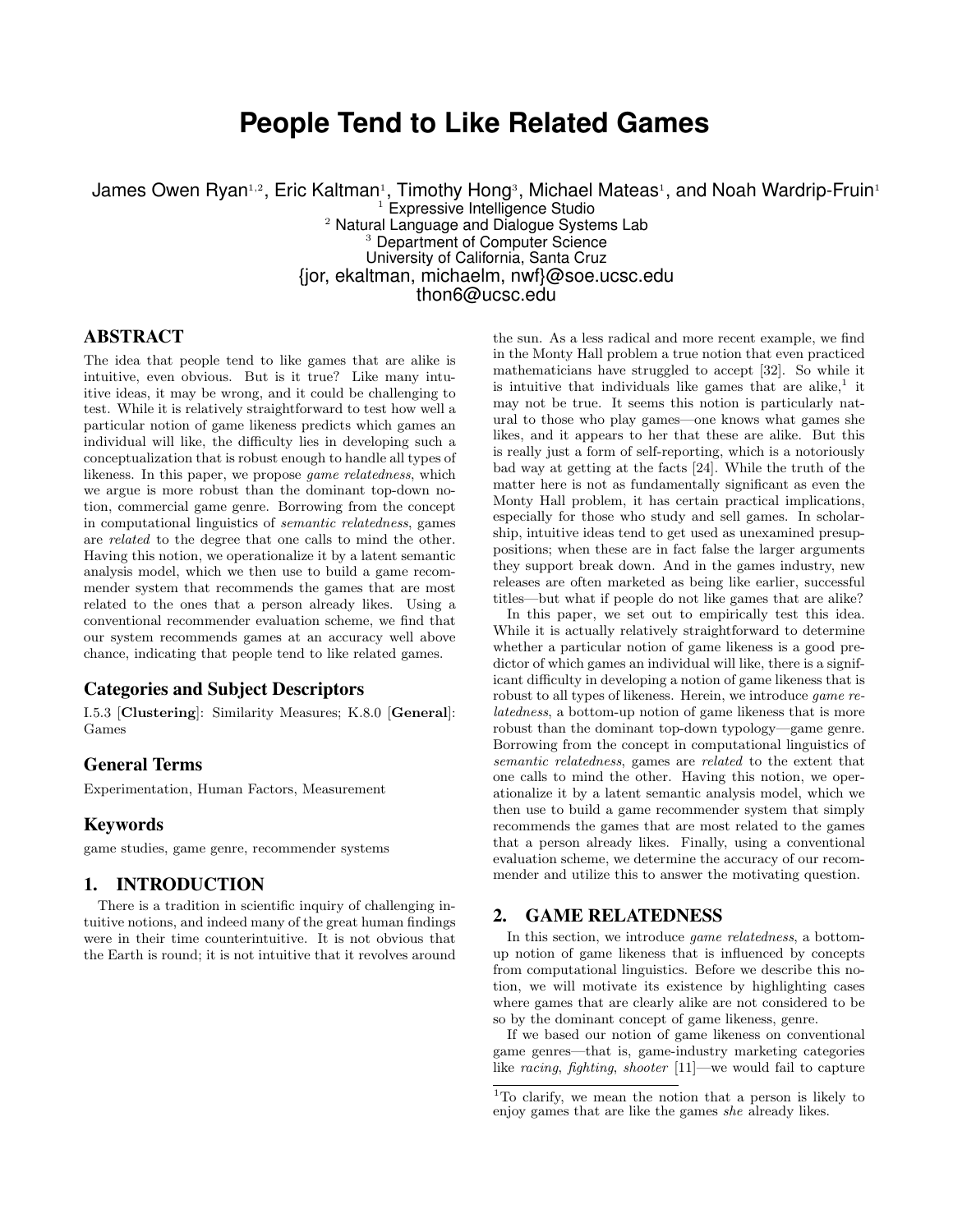# People Tend to Like Related Games

James Owen Ryan[1,2], Eric Kaltman[1], Timothy Hong[3], Michael Mateas[1], and Noah Wardrip-Fruin[1]

[1] Expressive Intelligence Studio
[2] Natural Language and Dialogue Systems Lab
[3] Department of Computer Science
University of California, Santa Cruz
{jor, ekaltman, michaelm, nwf}@soe.ucsc.edu
thon6@ucsc.edu

## ABSTRACT

The idea that people tend to like games that are alike is intuitive, even obvious. But is it true? Like many intuitive ideas, it may be wrong, and it could be challenging to test. While it is relatively straightforward to test how well a particular notion of game likeness predicts which games an individual will like, the difficulty lies in developing such a conceptualization that is robust enough to handle all types of likeness. In this paper, we propose *game relatedness*, which we argue is more robust than the dominant top-down notion, commercial game genre. Borrowing from the concept in computational linguistics of *semantic relatedness*, games are *related* to the degree that one calls to mind the other. Having this notion, we operationalize it by a latent semantic analysis model, which we then use to build a game recommender system that recommends the games that are most related to the ones that a person already likes. Using a conventional recommender evaluation scheme, we find that our system recommends games at an accuracy well above chance, indicating that people tend to like related games.

### Categories and Subject Descriptors

I.5.3 [**Clustering**]: Similarity Measures; K.8.0 [**General**]: Games

### General Terms

Experimentation, Human Factors, Measurement

### Keywords

game studies, game genre, recommender systems

## 1. INTRODUCTION

There is a tradition in scientific inquiry of challenging intuitive notions, and indeed many of the great human findings were in their time counterintuitive. It is not obvious that the Earth is round; it is not intuitive that it revolves around the sun. As a less radical and more recent example, we find in the Monty Hall problem a true notion that even practiced mathematicians have struggled to accept [32]. So while it is intuitive that individuals like games that are alike,[1] it may not be true. It seems this notion is particularly natural to those who play games—one knows what games she likes, and it appears to her that these are alike. But this is really just a form of self-reporting, which is a notoriously bad way at getting at the facts [24]. While the truth of the matter here is not as fundamentally significant as even the Monty Hall problem, it has certain practical implications, especially for those who study and sell games. In scholarship, intuitive ideas tend to get used as unexamined presuppositions; when these are in fact false the larger arguments they support break down. And in the games industry, new releases are often marketed as being like earlier, successful titles—but what if people do not like games that are alike?

In this paper, we set out to empirically test this idea. While it is actually relatively straightforward to determine whether a particular notion of game likeness is a good predictor of which games an individual will like, there is a significant difficulty in developing a notion of game likeness that is robust to all types of likeness. Herein, we introduce *game relatedness*, a bottom-up notion of game likeness that is more robust than the dominant top-down typology—game genre. Borrowing from the concept in computational linguistics of *semantic relatedness*, games are *related* to the extent that one calls to mind the other. Having this notion, we operationalize it by a latent semantic analysis model, which we then use to build a game recommender system that simply recommends the games that are most related to the games that a person already likes. Finally, using a conventional evaluation scheme, we determine the accuracy of our recommender and utilize this to answer the motivating question.

## 2. GAME RELATEDNESS

In this section, we introduce *game relatedness*, a bottom-up notion of game likeness that is influenced by concepts from computational linguistics. Before we describe this notion, we will motivate its existence by highlighting cases where games that are clearly alike are not considered to be so by the dominant concept of game likeness, genre.

If we based our notion of game likeness on conventional game genres—that is, game-industry marketing categories like *racing*, *fighting*, *shooter* [11]—we would fail to capture

[1] To clarify, we mean the notion that a person is likely to enjoy games that are like the games *she* already likes.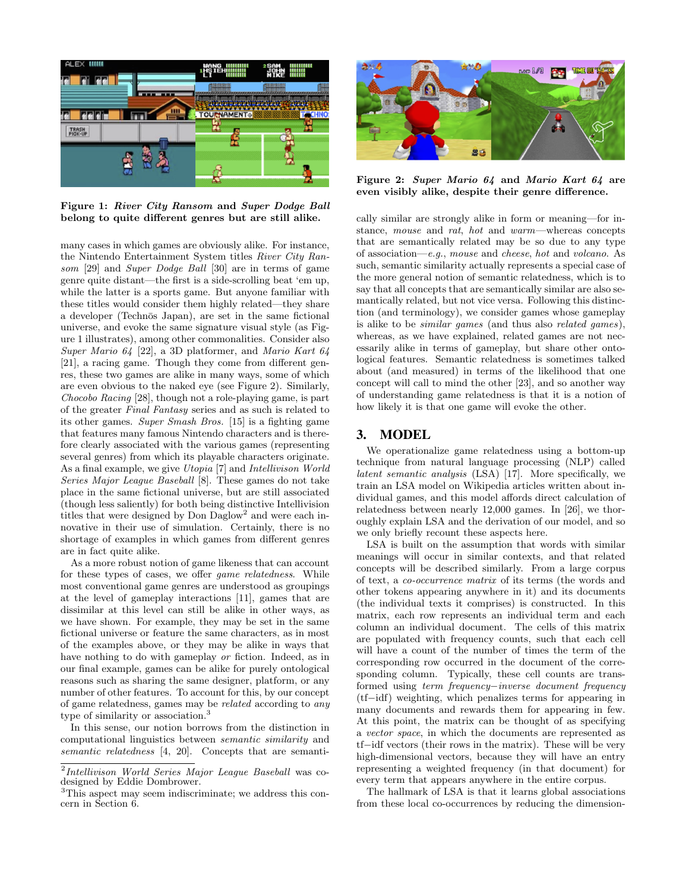**Figure 1: *River City Ransom* and *Super Dodge Ball* belong to quite different genres but are still alike.**

many cases in which games are obviously alike. For instance, the Nintendo Entertainment System titles *River City Ransom* [29] and *Super Dodge Ball* [30] are in terms of game genre quite distant—the first is a side-scrolling beat 'em up, while the latter is a sports game. But anyone familiar with these titles would consider them highly related—they share a developer (Technōs Japan), are set in the same fictional universe, and evoke the same signature visual style (as Figure 1 illustrates), among other commonalities. Consider also *Super Mario 64* [22], a 3D platformer, and *Mario Kart 64* [21], a racing game. Though they come from different genres, these two games are alike in many ways, some of which are even obvious to the naked eye (see Figure 2). Similarly, *Chocobo Racing* [28], though not a role-playing game, is part of the greater *Final Fantasy* series and as such is related to its other games. *Super Smash Bros.* [15] is a fighting game that features many famous Nintendo characters and is therefore clearly associated with the various games (representing several genres) from which its playable characters originate. As a final example, we give *Utopia* [7] and *Intellivison World Series Major League Baseball* [8]. These games do not take place in the same fictional universe, but are still associated (though less saliently) for both being distinctive Intellivision titles that were designed by Don Daglow[2] and were each innovative in their use of simulation. Certainly, there is no shortage of examples in which games from different genres are in fact quite alike.

As a more robust notion of game likeness that can account for these types of cases, we offer *game relatedness*. While most conventional game genres are understood as groupings at the level of gameplay interactions [11], games that are dissimilar at this level can still be alike in other ways, as we have shown. For example, they may be set in the same fictional universe or feature the same characters, as in most of the examples above, or they may be alike in ways that have nothing to do with gameplay *or* fiction. Indeed, as in our final example, games can be alike for purely ontological reasons such as sharing the same designer, platform, or any number of other features. To account for this, by our concept of game relatedness, games may be *related* according to *any* type of similarity or association.[3]

In this sense, our notion borrows from the distinction in computational linguistics between *semantic similarity* and *semantic relatedness* [4, 20]. Concepts that are semantically similar are strongly alike in form or meaning—for instance, *mouse* and *rat*, *hot* and *warm*—whereas concepts that are semantically related may be so due to any type of association—*e.g.*, *mouse* and *cheese*, *hot* and *volcano*. As such, semantic similarity actually represents a special case of the more general notion of semantic relatedness, which is to say that all concepts that are semantically similar are also semantically related, but not vice versa. Following this distinction (and terminology), we consider games whose gameplay is alike to be *similar games* (and thus also *related games*), whereas, as we have explained, related games are not necessarily alike in terms of gameplay, but share other ontological features. Semantic relatedness is sometimes talked about (and measured) in terms of the likelihood that one concept will call to mind the other [23], and so another way of understanding game relatedness is that it is a notion of how likely it is that one game will evoke the other.

[2] *Intellivison World Series Major League Baseball* was co-designed by Eddie Dombrower.

[3] This aspect may seem indiscriminate; we address this concern in Section 6.

**Figure 2: *Super Mario 64* and *Mario Kart 64* are even visibly alike, despite their genre difference.**

## 3. MODEL

We operationalize game relatedness using a bottom-up technique from natural language processing (NLP) called *latent semantic analysis* (LSA) [17]. More specifically, we train an LSA model on Wikipedia articles written about individual games, and this model affords direct calculation of relatedness between nearly 12,000 games. In [26], we thoroughly explain LSA and the derivation of our model, and so we only briefly recount these aspects here.

LSA is built on the assumption that words with similar meanings will occur in similar contexts, and that related concepts will be described similarly. From a large corpus of text, a *co-occurrence matrix* of its terms (the words and other tokens appearing anywhere in it) and its documents (the individual texts it comprises) is constructed. In this matrix, each row represents an individual term and each column an individual document. The cells of this matrix are populated with frequency counts, such that each cell will have a count of the number of times the term of the corresponding row occurred in the document of the corresponding column. Typically, these cell counts are transformed using *term frequency−inverse document frequency* (tf−idf) weighting, which penalizes terms for appearing in many documents and rewards them for appearing in few. At this point, the matrix can be thought of as specifying a *vector space*, in which the documents are represented as tf−idf vectors (their rows in the matrix). These will be very high-dimensional vectors, because they will have an entry representing a weighted frequency (in that document) for every term that appears anywhere in the entire corpus.

The hallmark of LSA is that it learns global associations from these local co-occurrences by reducing the dimension-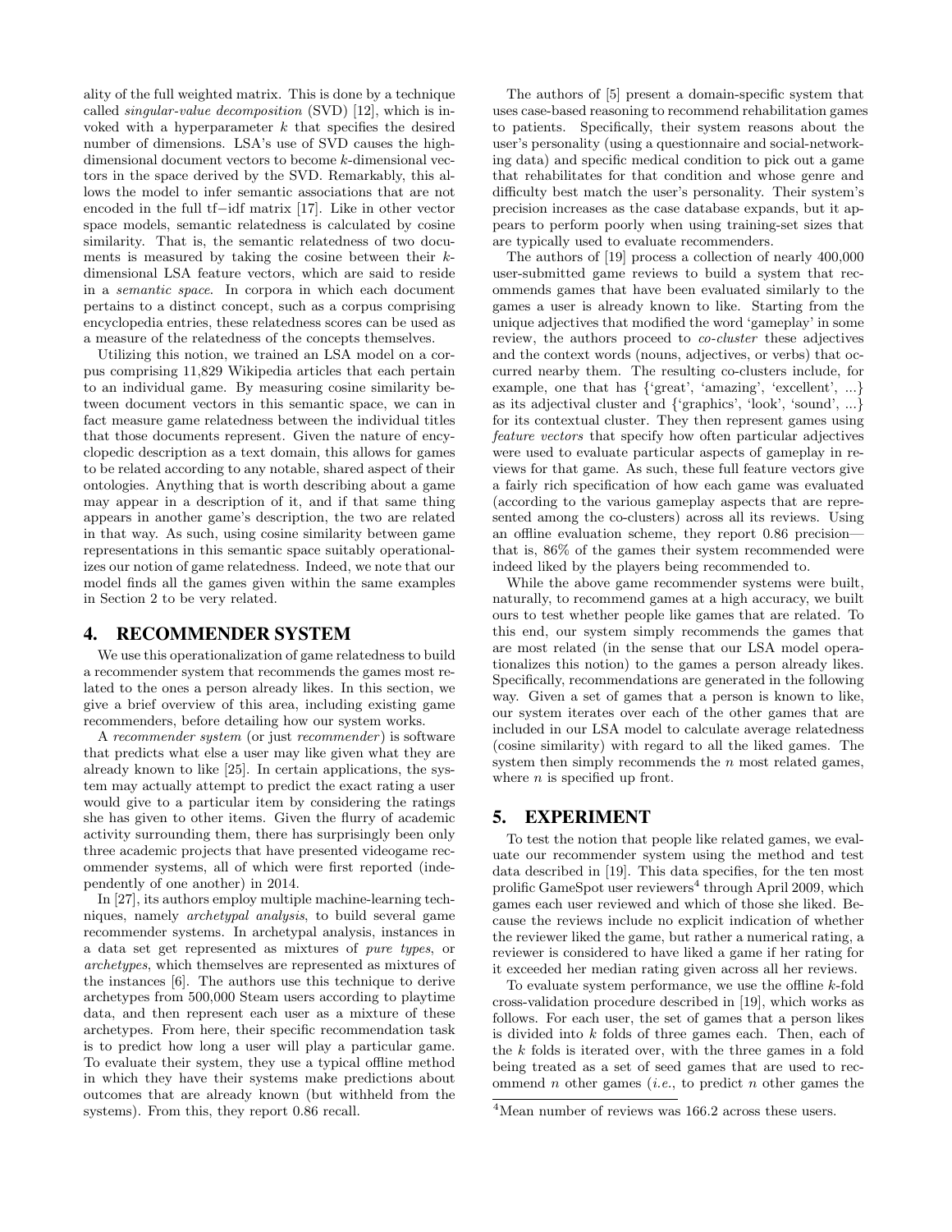ality of the full weighted matrix. This is done by a technique called *singular-value decomposition* (SVD) [12], which is invoked with a hyperparameter $k$ that specifies the desired number of dimensions. LSA's use of SVD causes the high-dimensional document vectors to become $k$-dimensional vectors in the space derived by the SVD. Remarkably, this allows the model to infer semantic associations that are not encoded in the full tf−idf matrix [17]. Like in other vector space models, semantic relatedness is calculated by cosine similarity. That is, the semantic relatedness of two documents is measured by taking the cosine between their $k$-dimensional LSA feature vectors, which are said to reside in a *semantic space*. In corpora in which each document pertains to a distinct concept, such as a corpus comprising encyclopedia entries, these relatedness scores can be used as a measure of the relatedness of the concepts themselves.

Utilizing this notion, we trained an LSA model on a corpus comprising 11,829 Wikipedia articles that each pertain to an individual game. By measuring cosine similarity between document vectors in this semantic space, we can in fact measure game relatedness between the individual titles that those documents represent. Given the nature of encyclopedic description as a text domain, this allows for games to be related according to any notable, shared aspect of their ontologies. Anything that is worth describing about a game may appear in a description of it, and if that same thing appears in another game's description, the two are related in that way. As such, using cosine similarity between game representations in this semantic space suitably operationalizes our notion of game relatedness. Indeed, we note that our model finds all the games given within the same examples in Section 2 to be very related.

## 4. RECOMMENDER SYSTEM

We use this operationalization of game relatedness to build a recommender system that recommends the games most related to the ones a person already likes. In this section, we give a brief overview of this area, including existing game recommenders, before detailing how our system works.

A *recommender system* (or just *recommender*) is software that predicts what else a user may like given what they are already known to like [25]. In certain applications, the system may actually attempt to predict the exact rating a user would give to a particular item by considering the ratings she has given to other items. Given the flurry of academic activity surrounding them, there has surprisingly been only three academic projects that have presented videogame recommender systems, all of which were first reported (independently of one another) in 2014.

In [27], its authors employ multiple machine-learning techniques, namely *archetypal analysis*, to build several game recommender systems. In archetypal analysis, instances in a data set get represented as mixtures of *pure types*, or *archetypes*, which themselves are represented as mixtures of the instances [6]. The authors use this technique to derive archetypes from 500,000 Steam users according to playtime data, and then represent each user as a mixture of these archetypes. From here, their specific recommendation task is to predict how long a user will play a particular game. To evaluate their system, they use a typical offline method in which they have their systems make predictions about outcomes that are already known (but withheld from the systems). From this, they report 0.86 recall.

The authors of [5] present a domain-specific system that uses case-based reasoning to recommend rehabilitation games to patients. Specifically, their system reasons about the user's personality (using a questionnaire and social-networking data) and specific medical condition to pick out a game that rehabilitates for that condition and whose genre and difficulty best match the user's personality. Their system's precision increases as the case database expands, but it appears to perform poorly when using training-set sizes that are typically used to evaluate recommenders.

The authors of [19] process a collection of nearly 400,000 user-submitted game reviews to build a system that recommends games that have been evaluated similarly to the games a user is already known to like. Starting from the unique adjectives that modified the word 'gameplay' in some review, the authors proceed to *co-cluster* these adjectives and the context words (nouns, adjectives, or verbs) that occurred nearby them. The resulting co-clusters include, for example, one that has {'great', 'amazing', 'excellent', ...} as its adjectival cluster and {'graphics', 'look', 'sound', ...} for its contextual cluster. They then represent games using *feature vectors* that specify how often particular adjectives were used to evaluate particular aspects of gameplay in reviews for that game. As such, these full feature vectors give a fairly rich specification of how each game was evaluated (according to the various gameplay aspects that are represented among the co-clusters) across all its reviews. Using an offline evaluation scheme, they report 0.86 precision—that is, 86% of the games their system recommended were indeed liked by the players being recommended to.

While the above game recommender systems were built, naturally, to recommend games at a high accuracy, we built ours to test whether people like games that are related. To this end, our system simply recommends the games that are most related (in the sense that our LSA model operationalizes this notion) to the games a person already likes. Specifically, recommendations are generated in the following way. Given a set of games that a person is known to like, our system iterates over each of the other games that are included in our LSA model to calculate average relatedness (cosine similarity) with regard to all the liked games. The system then simply recommends the $n$ most related games, where $n$ is specified up front.

## 5. EXPERIMENT

To test the notion that people like related games, we evaluate our recommender system using the method and test data described in [19]. This data specifies, for the ten most prolific GameSpot user reviewers[4] through April 2009, which games each user reviewed and which of those she liked. Because the reviews include no explicit indication of whether the reviewer liked the game, but rather a numerical rating, a reviewer is considered to have liked a game if her rating for it exceeded her median rating given across all her reviews.

To evaluate system performance, we use the offline $k$-fold cross-validation procedure described in [19], which works as follows. For each user, the set of games that a person likes is divided into $k$ folds of three games each. Then, each of the $k$ folds is iterated over, with the three games in a fold being treated as a set of seed games that are used to recommend $n$ other games (*i.e.*, to predict $n$ other games the

[4] Mean number of reviews was 166.2 across these users.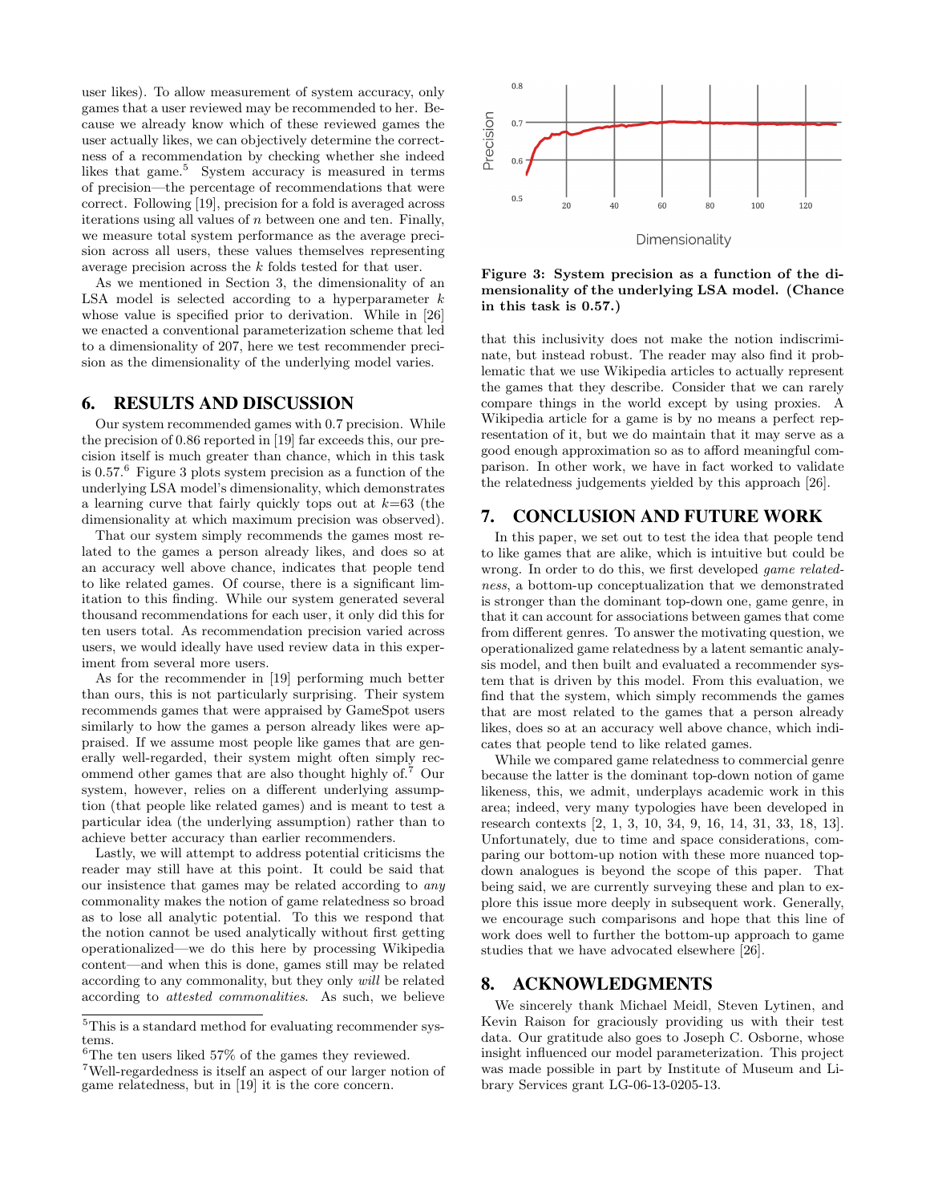user likes). To allow measurement of system accuracy, only games that a user reviewed may be recommended to her. Because we already know which of these reviewed games the user actually likes, we can objectively determine the correctness of a recommendation by checking whether she indeed likes that game.[5] System accuracy is measured in terms of precision—the percentage of recommendations that were correct. Following [19], precision for a fold is averaged across iterations using all values of $n$ between one and ten. Finally, we measure total system performance as the average precision across all users, these values themselves representing average precision across the $k$ folds tested for that user.

As we mentioned in Section 3, the dimensionality of an LSA model is selected according to a hyperparameter $k$ whose value is specified prior to derivation. While in [26] we enacted a conventional parameterization scheme that led to a dimensionality of 207, here we test recommender precision as the dimensionality of the underlying model varies.

## 6. RESULTS AND DISCUSSION

Our system recommended games with 0.7 precision. While the precision of 0.86 reported in [19] far exceeds this, our precision itself is much greater than chance, which in this task is 0.57.[6] Figure 3 plots system precision as a function of the underlying LSA model's dimensionality, which demonstrates a learning curve that fairly quickly tops out at $k$=63 (the dimensionality at which maximum precision was observed).

That our system simply recommends the games most related to the games a person already likes, and does so at an accuracy well above chance, indicates that people tend to like related games. Of course, there is a significant limitation to this finding. While our system generated several thousand recommendations for each user, it only did this for ten users total. As recommendation precision varied across users, we would ideally have used review data in this experiment from several more users.

As for the recommender in [19] performing much better than ours, this is not particularly surprising. Their system recommends games that were appraised by GameSpot users similarly to how the games a person already likes were appraised. If we assume most people like games that are generally well-regarded, their system might often simply recommend other games that are also thought highly of.[7] Our system, however, relies on a different underlying assumption (that people like related games) and is meant to test a particular idea (the underlying assumption) rather than to achieve better accuracy than earlier recommenders.

Lastly, we will attempt to address potential criticisms the reader may still have at this point. It could be said that our insistence that games may be related according to *any* commonality makes the notion of game relatedness so broad as to lose all analytic potential. To this we respond that the notion cannot be used analytically without first getting operationalized—we do this here by processing Wikipedia content—and when this is done, games still may be related according to any commonality, but they only *will* be related according to *attested commonalities*. As such, we believe that this inclusivity does not make the notion indiscriminate, but instead robust. The reader may also find it problematic that we use Wikipedia articles to actually represent the games that they describe. Consider that we can rarely compare things in the world except by using proxies. A Wikipedia article for a game is by no means a perfect representation of it, but we do maintain that it may serve as a good enough approximation so as to afford meaningful comparison. In other work, we have in fact worked to validate the relatedness judgements yielded by this approach [26].

**Figure 3: System precision as a function of the dimensionality of the underlying LSA model. (Chance in this task is 0.57.)**

## 7. CONCLUSION AND FUTURE WORK

In this paper, we set out to test the idea that people tend to like games that are alike, which is intuitive but could be wrong. In order to do this, we first developed *game relatedness*, a bottom-up conceptualization that we demonstrated is stronger than the dominant top-down one, game genre, in that it can account for associations between games that come from different genres. To answer the motivating question, we operationalized game relatedness by a latent semantic analysis model, and then built and evaluated a recommender system that is driven by this model. From this evaluation, we find that the system, which simply recommends the games that are most related to the games that a person already likes, does so at an accuracy well above chance, which indicates that people tend to like related games.

While we compared game relatedness to commercial genre because the latter is the dominant top-down notion of game likeness, this, we admit, underplays academic work in this area; indeed, very many typologies have been developed in research contexts [2, 1, 3, 10, 34, 9, 16, 14, 31, 33, 18, 13]. Unfortunately, due to time and space considerations, comparing our bottom-up notion with these more nuanced top-down analogues is beyond the scope of this paper. That being said, we are currently surveying these and plan to explore this issue more deeply in subsequent work. Generally, we encourage such comparisons and hope that this line of work does well to further the bottom-up approach to game studies that we have advocated elsewhere [26].

## 8. ACKNOWLEDGMENTS

We sincerely thank Michael Meidl, Steven Lytinen, and Kevin Raison for graciously providing us with their test data. Our gratitude also goes to Joseph C. Osborne, whose insight influenced our model parameterization. This project was made possible in part by Institute of Museum and Library Services grant LG-06-13-0205-13.

---

[5] This is a standard method for evaluating recommender systems.

[6] The ten users liked 57% of the games they reviewed.

[7] Well-regardedness is itself an aspect of our larger notion of game relatedness, but in [19] it is the core concern.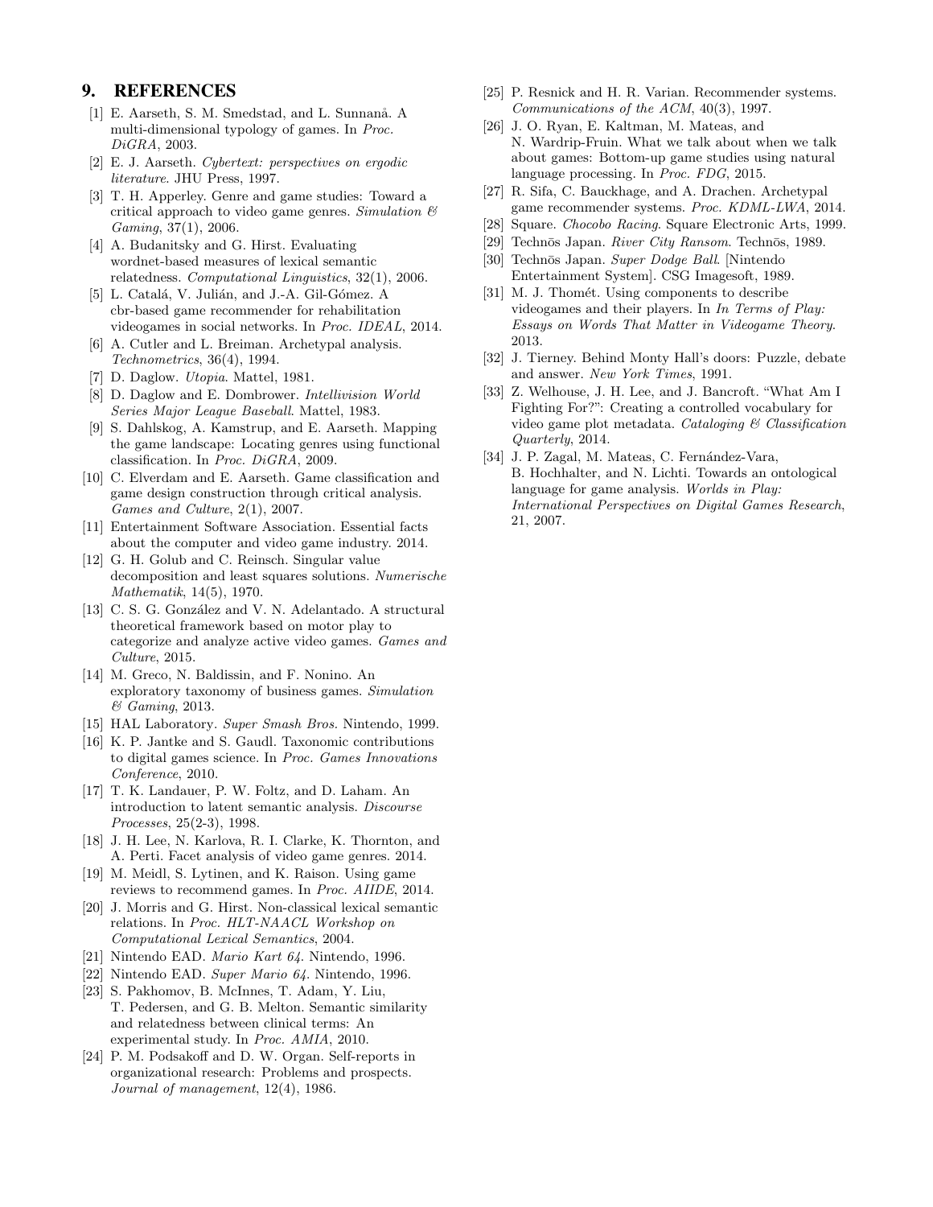## 9. REFERENCES

[1] E. Aarseth, S. M. Smedstad, and L. Sunnanå. A multi-dimensional typology of games. In *Proc. DiGRA*, 2003.

[2] E. J. Aarseth. *Cybertext: perspectives on ergodic literature*. JHU Press, 1997.

[3] T. H. Apperley. Genre and game studies: Toward a critical approach to video game genres. *Simulation & Gaming*, 37(1), 2006.

[4] A. Budanitsky and G. Hirst. Evaluating wordnet-based measures of lexical semantic relatedness. *Computational Linguistics*, 32(1), 2006.

[5] L. Catalá, V. Julián, and J.-A. Gil-Gómez. A cbr-based game recommender for rehabilitation videogames in social networks. In *Proc. IDEAL*, 2014.

[6] A. Cutler and L. Breiman. Archetypal analysis. *Technometrics*, 36(4), 1994.

[7] D. Daglow. *Utopia*. Mattel, 1981.

[8] D. Daglow and E. Dombrower. *Intellivision World Series Major League Baseball*. Mattel, 1983.

[9] S. Dahlskog, A. Kamstrup, and E. Aarseth. Mapping the game landscape: Locating genres using functional classification. In *Proc. DiGRA*, 2009.

[10] C. Elverdam and E. Aarseth. Game classification and game design construction through critical analysis. *Games and Culture*, 2(1), 2007.

[11] Entertainment Software Association. Essential facts about the computer and video game industry. 2014.

[12] G. H. Golub and C. Reinsch. Singular value decomposition and least squares solutions. *Numerische Mathematik*, 14(5), 1970.

[13] C. S. G. González and V. N. Adelantado. A structural theoretical framework based on motor play to categorize and analyze active video games. *Games and Culture*, 2015.

[14] M. Greco, N. Baldissin, and F. Nonino. An exploratory taxonomy of business games. *Simulation & Gaming*, 2013.

[15] HAL Laboratory. *Super Smash Bros.* Nintendo, 1999.

[16] K. P. Jantke and S. Gaudl. Taxonomic contributions to digital games science. In *Proc. Games Innovations Conference*, 2010.

[17] T. K. Landauer, P. W. Foltz, and D. Laham. An introduction to latent semantic analysis. *Discourse Processes*, 25(2-3), 1998.

[18] J. H. Lee, N. Karlova, R. I. Clarke, K. Thornton, and A. Perti. Facet analysis of video game genres. 2014.

[19] M. Meidl, S. Lytinen, and K. Raison. Using game reviews to recommend games. In *Proc. AIIDE*, 2014.

[20] J. Morris and G. Hirst. Non-classical lexical semantic relations. In *Proc. HLT-NAACL Workshop on Computational Lexical Semantics*, 2004.

[21] Nintendo EAD. *Mario Kart 64*. Nintendo, 1996.

[22] Nintendo EAD. *Super Mario 64*. Nintendo, 1996.

[23] S. Pakhomov, B. McInnes, T. Adam, Y. Liu, T. Pedersen, and G. B. Melton. Semantic similarity and relatedness between clinical terms: An experimental study. In *Proc. AMIA*, 2010.

[24] P. M. Podsakoff and D. W. Organ. Self-reports in organizational research: Problems and prospects. *Journal of management*, 12(4), 1986.

[25] P. Resnick and H. R. Varian. Recommender systems. *Communications of the ACM*, 40(3), 1997.

[26] J. O. Ryan, E. Kaltman, M. Mateas, and N. Wardrip-Fruin. What we talk about when we talk about games: Bottom-up game studies using natural language processing. In *Proc. FDG*, 2015.

[27] R. Sifa, C. Bauckhage, and A. Drachen. Archetypal game recommender systems. *Proc. KDML-LWA*, 2014.

[28] Square. *Chocobo Racing*. Square Electronic Arts, 1999.

[29] Technōs Japan. *River City Ransom*. Technōs, 1989.

[30] Technōs Japan. *Super Dodge Ball*. [Nintendo Entertainment System]. CSG Imagesoft, 1989.

[31] M. J. Thomét. Using components to describe videogames and their players. In *In Terms of Play: Essays on Words That Matter in Videogame Theory*. 2013.

[32] J. Tierney. Behind Monty Hall's doors: Puzzle, debate and answer. *New York Times*, 1991.

[33] Z. Welhouse, J. H. Lee, and J. Bancroft. "What Am I Fighting For?": Creating a controlled vocabulary for video game plot metadata. *Cataloging & Classification Quarterly*, 2014.

[34] J. P. Zagal, M. Mateas, C. Fernández-Vara, B. Hochhalter, and N. Lichti. Towards an ontological language for game analysis. *Worlds in Play: International Perspectives on Digital Games Research*, 21, 2007.